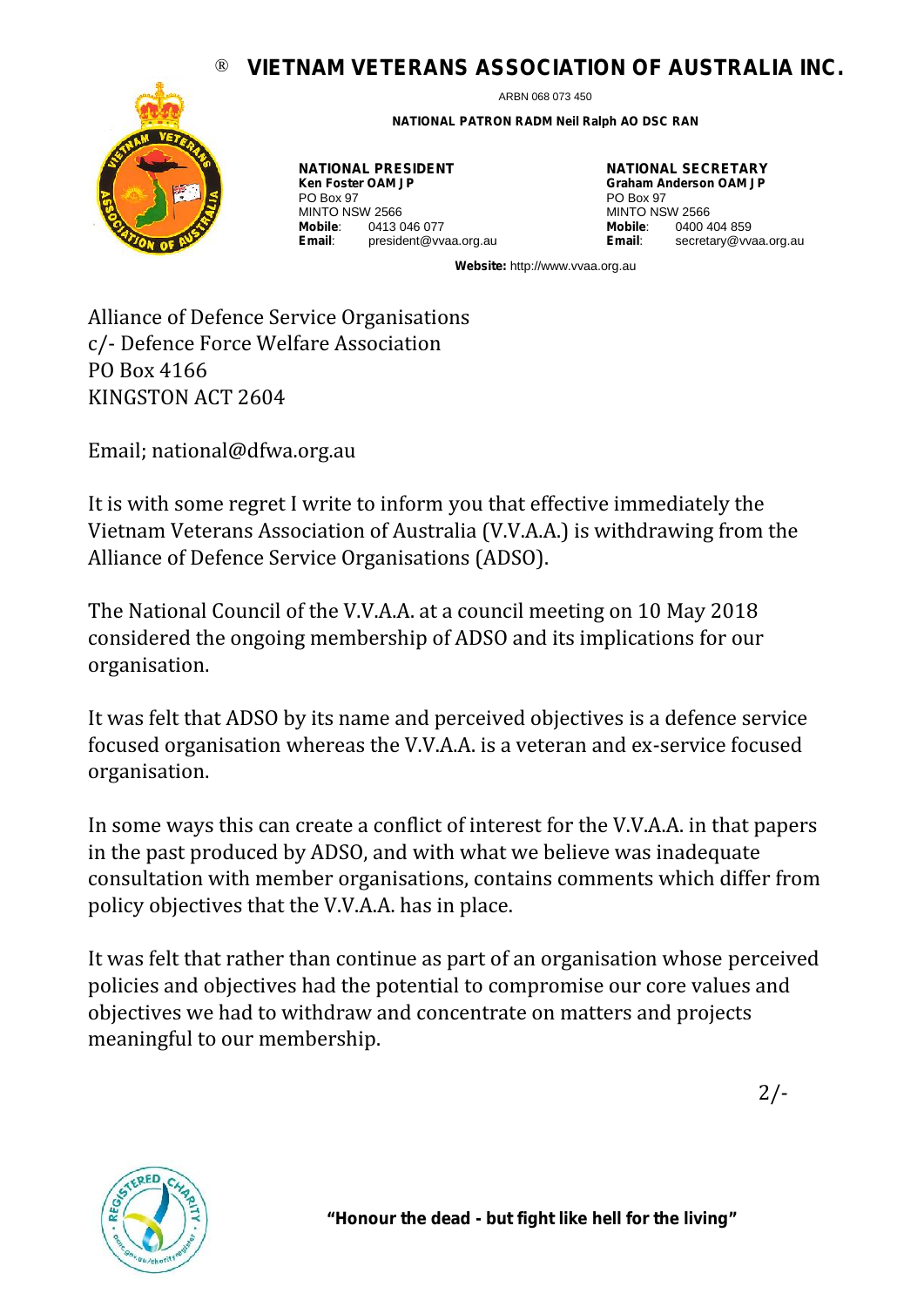® **VIETNAM VETERANS ASSOCIATION OF AUSTRALIA INC.**

ARBN 068 073 450

**NATIONAL PATRON RADM Neil Ralph AO DSC RAN**

**NATIONAL PRESIDENT**
**Ken Foster OAM JP**
PO Box 97
MINTO NSW 2566
**Mobile**: 0413 046 077
**Email**: president@vvaa.org.au

**NATIONAL SECRETARY**
**Graham Anderson OAM JP**
PO Box 97
MINTO NSW 2566
**Mobile**: 0400 404 859
**Email**: secretary@vvaa.org.au

**Website:** http://www.vvaa.org.au

Alliance of Defence Service Organisations
c/- Defence Force Welfare Association
PO Box 4166
KINGSTON ACT 2604

Email; national@dfwa.org.au

It is with some regret I write to inform you that effective immediately the Vietnam Veterans Association of Australia (V.V.A.A.) is withdrawing from the Alliance of Defence Service Organisations (ADSO).

The National Council of the V.V.A.A. at a council meeting on 10 May 2018 considered the ongoing membership of ADSO and its implications for our organisation.

It was felt that ADSO by its name and perceived objectives is a defence service focused organisation whereas the V.V.A.A. is a veteran and ex-service focused organisation.

In some ways this can create a conflict of interest for the V.V.A.A. in that papers in the past produced by ADSO, and with what we believe was inadequate consultation with member organisations, contains comments which differ from policy objectives that the V.V.A.A. has in place.

It was felt that rather than continue as part of an organisation whose perceived policies and objectives had the potential to compromise our core values and objectives we had to withdraw and concentrate on matters and projects meaningful to our membership.

2/-

**"Honour the dead - but fight like hell for the living"**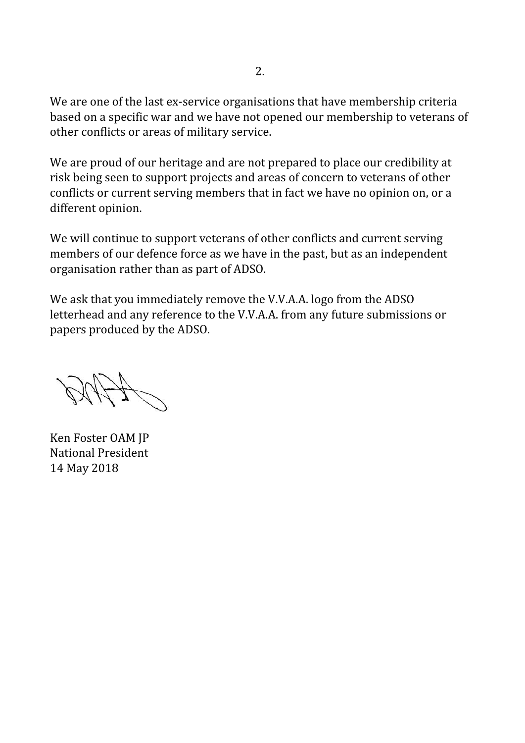We are one of the last ex-service organisations that have membership criteria based on a specific war and we have not opened our membership to veterans of other conflicts or areas of military service.

We are proud of our heritage and are not prepared to place our credibility at risk being seen to support projects and areas of concern to veterans of other conflicts or current serving members that in fact we have no opinion on, or a different opinion.

We will continue to support veterans of other conflicts and current serving members of our defence force as we have in the past, but as an independent organisation rather than as part of ADSO.

We ask that you immediately remove the V.V.A.A. logo from the ADSO letterhead and any reference to the V.V.A.A. from any future submissions or papers produced by the ADSO.

Ken Foster OAM JP
National President
14 May 2018